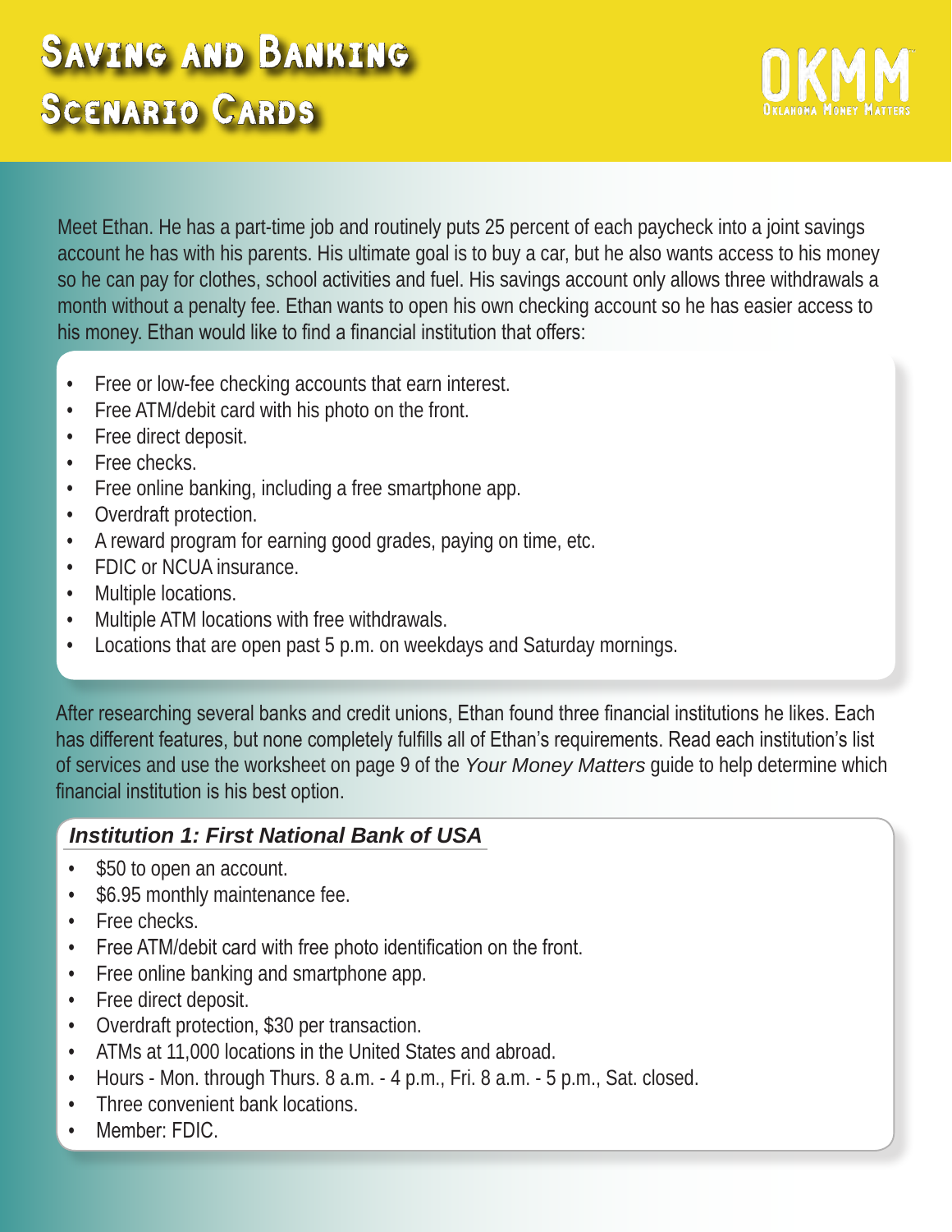# Saving and Banking Scenario Cards

OKMM
Oklahoma Money Matters

Meet Ethan. He has a part-time job and routinely puts 25 percent of each paycheck into a joint savings account he has with his parents. His ultimate goal is to buy a car, but he also wants access to his money so he can pay for clothes, school activities and fuel. His savings account only allows three withdrawals a month without a penalty fee. Ethan wants to open his own checking account so he has easier access to his money. Ethan would like to find a financial institution that offers:

- Free or low-fee checking accounts that earn interest.
- Free ATM/debit card with his photo on the front.
- Free direct deposit.
- Free checks.
- Free online banking, including a free smartphone app.
- Overdraft protection.
- A reward program for earning good grades, paying on time, etc.
- FDIC or NCUA insurance.
- Multiple locations.
- Multiple ATM locations with free withdrawals.
- Locations that are open past 5 p.m. on weekdays and Saturday mornings.

After researching several banks and credit unions, Ethan found three financial institutions he likes. Each has different features, but none completely fulfills all of Ethan's requirements. Read each institution's list of services and use the worksheet on page 9 of the *Your Money Matters* guide to help determine which financial institution is his best option.

### *Institution 1: First National Bank of USA*

- $50 to open an account.
- $6.95 monthly maintenance fee.
- Free checks.
- Free ATM/debit card with free photo identification on the front.
- Free online banking and smartphone app.
- Free direct deposit.
- Overdraft protection, $30 per transaction.
- ATMs at 11,000 locations in the United States and abroad.
- Hours - Mon. through Thurs. 8 a.m. - 4 p.m., Fri. 8 a.m. - 5 p.m., Sat. closed.
- Three convenient bank locations.
- Member: FDIC.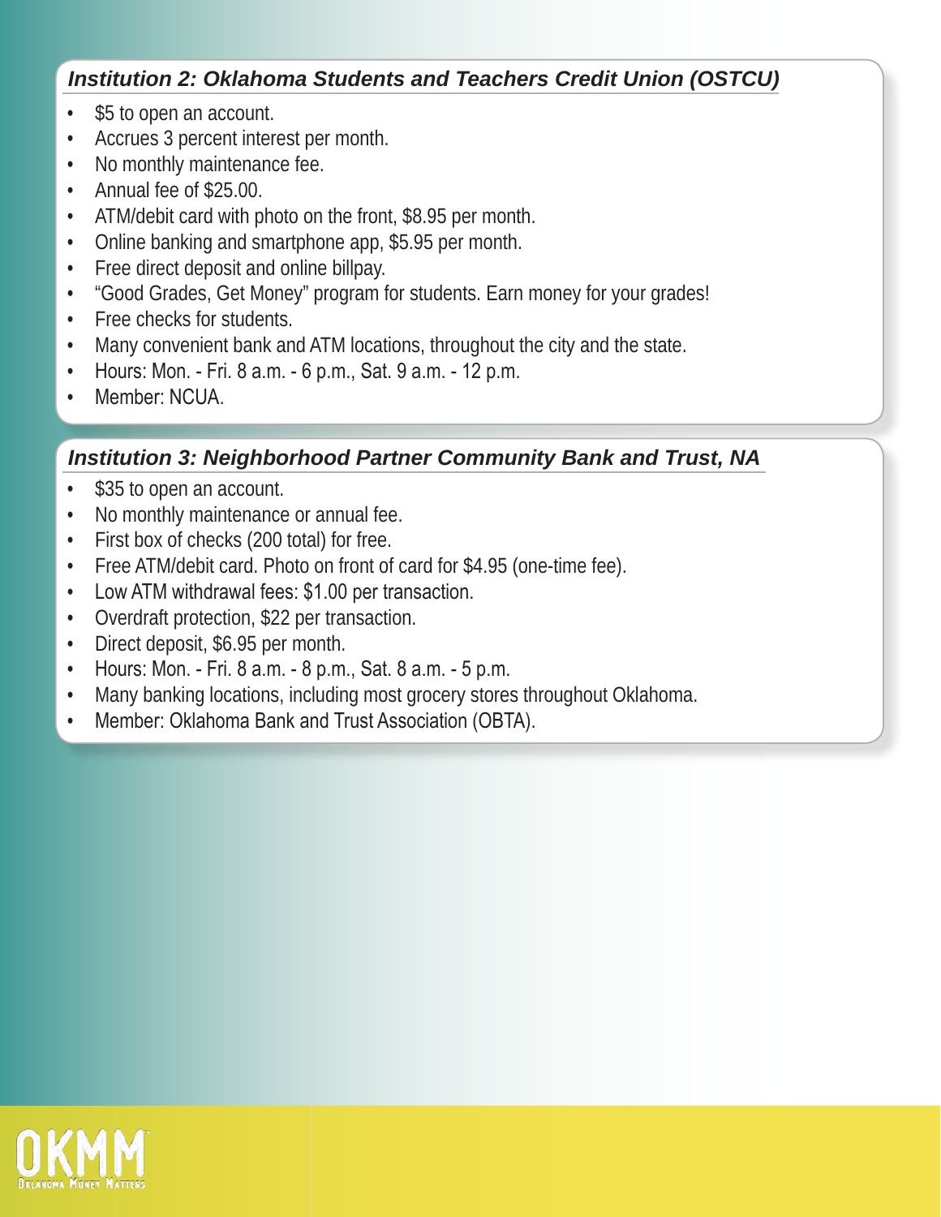### *Institution 2: Oklahoma Students and Teachers Credit Union (OSTCU)*

- $5 to open an account.
- Accrues 3 percent interest per month.
- No monthly maintenance fee.
- Annual fee of $25.00.
- ATM/debit card with photo on the front, $8.95 per month.
- Online banking and smartphone app, $5.95 per month.
- Free direct deposit and online billpay.
- "Good Grades, Get Money" program for students. Earn money for your grades!
- Free checks for students.
- Many convenient bank and ATM locations, throughout the city and the state.
- Hours: Mon. - Fri. 8 a.m. - 6 p.m., Sat. 9 a.m. - 12 p.m.
- Member: NCUA.

### *Institution 3: Neighborhood Partner Community Bank and Trust, NA*

- $35 to open an account.
- No monthly maintenance or annual fee.
- First box of checks (200 total) for free.
- Free ATM/debit card. Photo on front of card for $4.95 (one-time fee).
- Low ATM withdrawal fees: $1.00 per transaction.
- Overdraft protection, $22 per transaction.
- Direct deposit, $6.95 per month.
- Hours: Mon. - Fri. 8 a.m. - 8 p.m., Sat. 8 a.m. - 5 p.m.
- Many banking locations, including most grocery stores throughout Oklahoma.
- Member: Oklahoma Bank and Trust Association (OBTA).